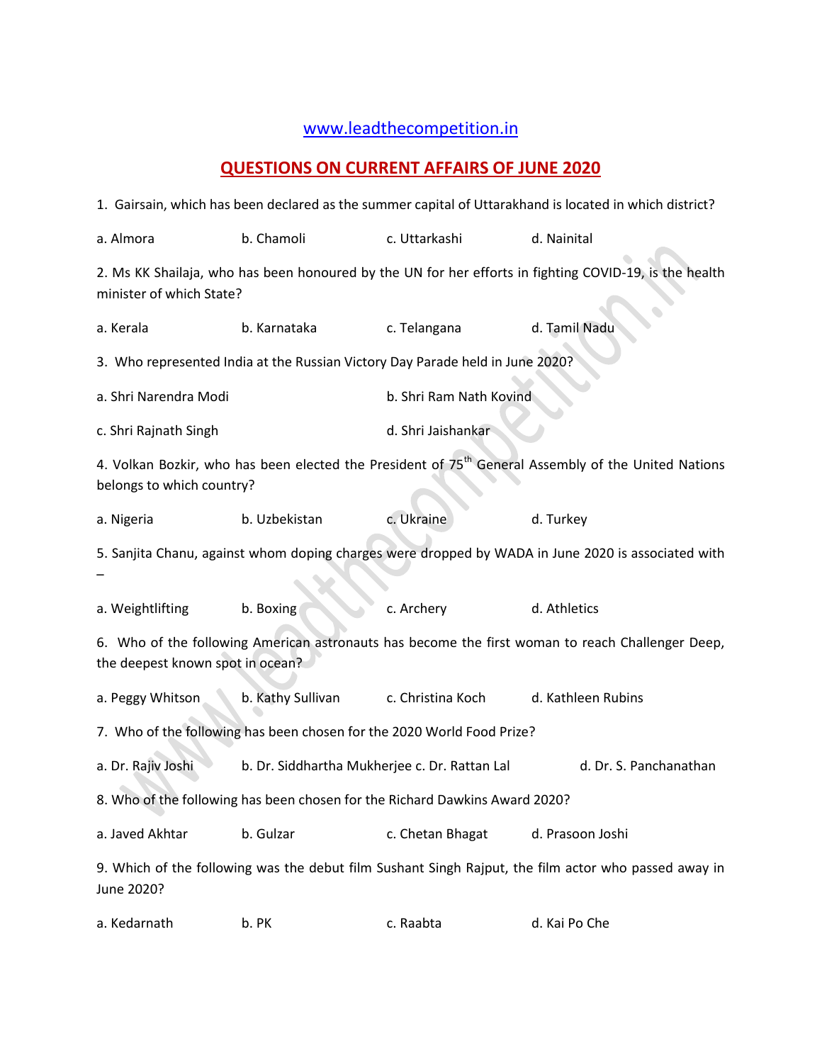www.leadthecompetition.in

## QUESTIONS ON CURRENT AFFAIRS OF JUNE 2020

1. Gairsain, which has been declared as the summer capital of Uttarakhand is located in which district?

a. Almora b. Chamoli c. Uttarkashi d. Nainital

2. Ms KK Shailaja, who has been honoured by the UN for her efforts in fighting COVID-19, is the health minister of which State?

a. Kerala b. Karnataka c. Telangana d. Tamil Nadu

3. Who represented India at the Russian Victory Day Parade held in June 2020?

a. Shri Narendra Modi b. Shri Ram Nath Kovind

c. Shri Rajnath Singh d. Shri Jaishankar

4. Volkan Bozkir, who has been elected the President of 75th General Assembly of the United Nations belongs to which country?

a. Nigeria b. Uzbekistan c. Ukraine d. Turkey

5. Sanjita Chanu, against whom doping charges were dropped by WADA in June 2020 is associated with –

a. Weightlifting b. Boxing c. Archery d. Athletics

6. Who of the following American astronauts has become the first woman to reach Challenger Deep, the deepest known spot in ocean?

a. Peggy Whitson b. Kathy Sullivan c. Christina Koch d. Kathleen Rubins

7. Who of the following has been chosen for the 2020 World Food Prize?

a. Dr. Rajiv Joshi b. Dr. Siddhartha Mukherjee c. Dr. Rattan Lal d. Dr. S. Panchanathan

8. Who of the following has been chosen for the Richard Dawkins Award 2020?

a. Javed Akhtar b. Gulzar c. Chetan Bhagat d. Prasoon Joshi

9. Which of the following was the debut film Sushant Singh Rajput, the film actor who passed away in June 2020?

a. Kedarnath b. PK c. Raabta d. Kai Po Che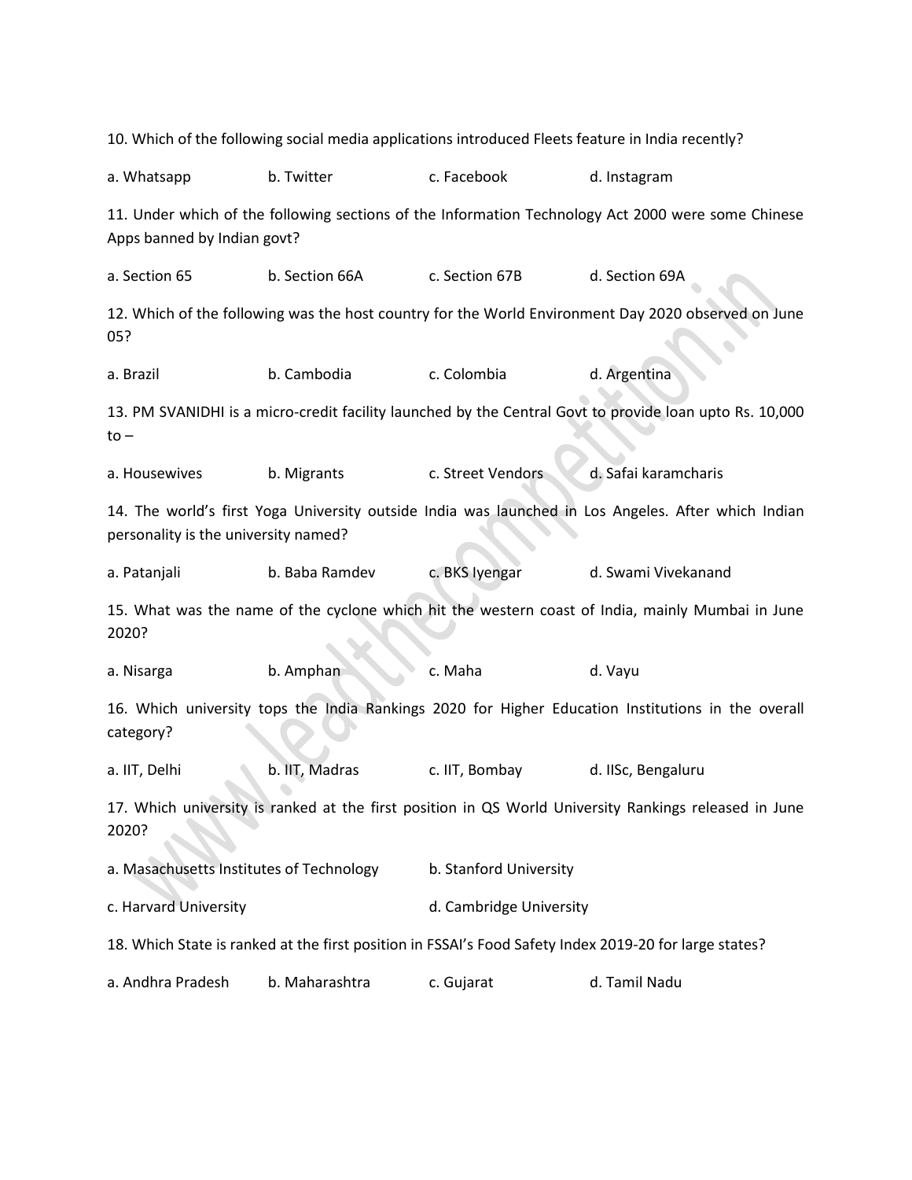10. Which of the following social media applications introduced Fleets feature in India recently?

a. Whatsapp b. Twitter c. Facebook d. Instagram

11. Under which of the following sections of the Information Technology Act 2000 were some Chinese Apps banned by Indian govt?

a. Section 65 b. Section 66A c. Section 67B d. Section 69A

12. Which of the following was the host country for the World Environment Day 2020 observed on June 05?

a. Brazil b. Cambodia c. Colombia d. Argentina

13. PM SVANIDHI is a micro-credit facility launched by the Central Govt to provide loan upto Rs. 10,000 to –

a. Housewives b. Migrants c. Street Vendors d. Safai karamcharis

14. The world's first Yoga University outside India was launched in Los Angeles. After which Indian personality is the university named?

a. Patanjali b. Baba Ramdev c. BKS Iyengar d. Swami Vivekanand

15. What was the name of the cyclone which hit the western coast of India, mainly Mumbai in June 2020?

a. Nisarga b. Amphan c. Maha d. Vayu

16. Which university tops the India Rankings 2020 for Higher Education Institutions in the overall category?

a. IIT, Delhi b. IIT, Madras c. IIT, Bombay d. IISc, Bengaluru

17. Which university is ranked at the first position in QS World University Rankings released in June 2020?

a. Masachusetts Institutes of Technology b. Stanford University

c. Harvard University d. Cambridge University

18. Which State is ranked at the first position in FSSAI's Food Safety Index 2019-20 for large states?

a. Andhra Pradesh b. Maharashtra c. Gujarat d. Tamil Nadu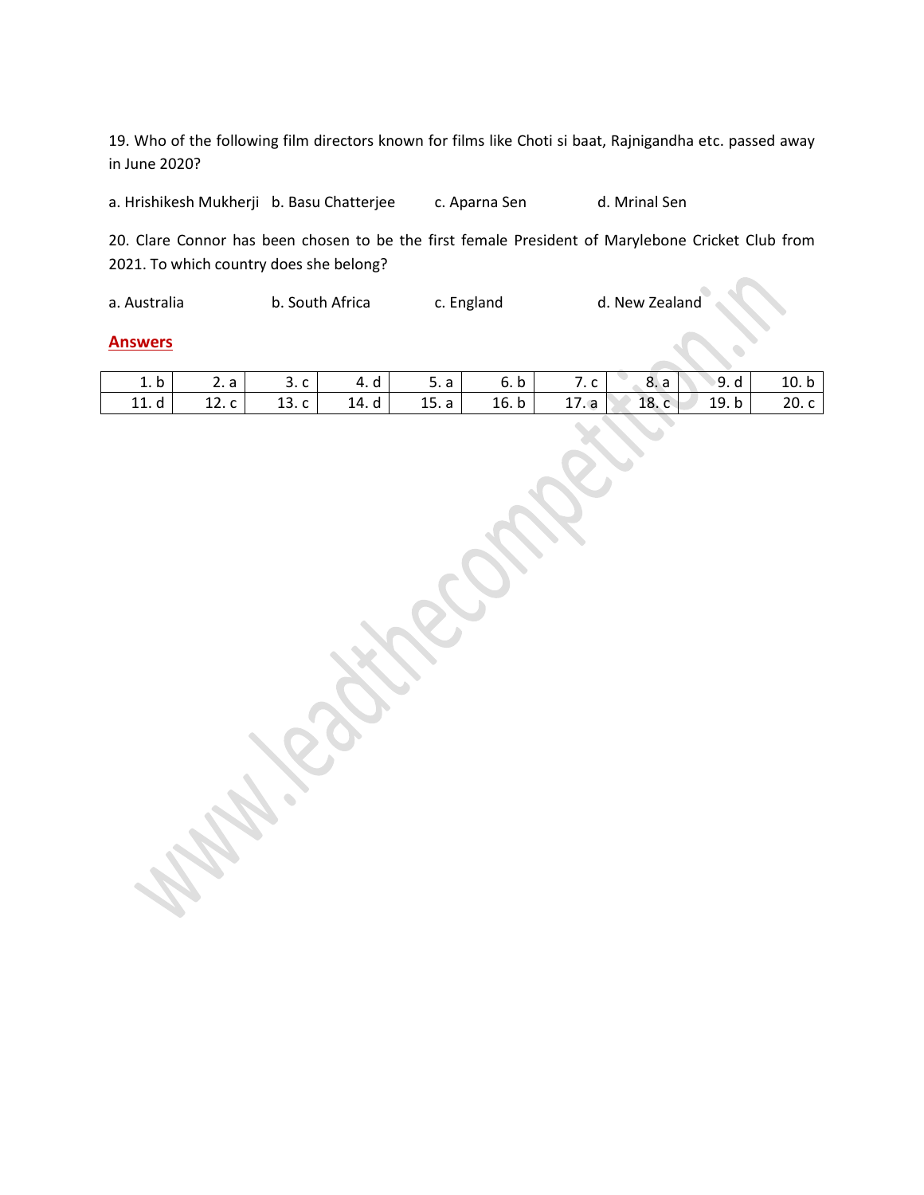19. Who of the following film directors known for films like Choti si baat, Rajnigandha etc. passed away in June 2020?

a. Hrishikesh Mukherji b. Basu Chatterjee c. Aparna Sen d. Mrinal Sen

20. Clare Connor has been chosen to be the first female President of Marylebone Cricket Club from 2021. To which country does she belong?

a. Australia b. South Africa c. England d. New Zealand

**Answers**

| | | | | | | | | | |
|---|---|---|---|---|---|---|---|---|---|
| 1. b | 2. a | 3. c | 4. d | 5. a | 6. b | 7. c | 8. a | 9. d | 10. b |
| 11. d | 12. c | 13. c | 14. d | 15. a | 16. b | 17. a | 18. c | 19. b | 20. c |